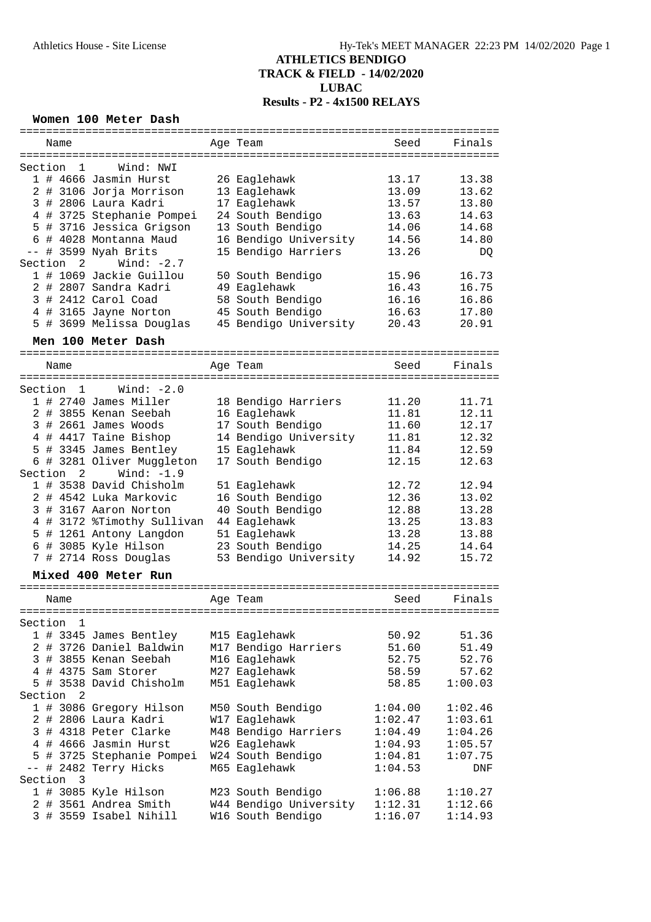# ATHLETICS BENDIGO
## TRACK & FIELD - 14/02/2020
## LUBAC
## Results - P2 - 4x1500 RELAYS

### Women 100 Meter Dash

| | Name | Age | Team | Seed | Finals |
|---|---|---|---|---|---|
| **Section 1** | **Wind: NWI** | | | | |
| 1 | # 4666 Jasmin Hurst | 26 | Eaglehawk | 13.17 | 13.38 |
| 2 | # 3106 Jorja Morrison | 13 | Eaglehawk | 13.09 | 13.62 |
| 3 | # 2806 Laura Kadri | 17 | Eaglehawk | 13.57 | 13.80 |
| 4 | # 3725 Stephanie Pompei | 24 | South Bendigo | 13.63 | 14.63 |
| 5 | # 3716 Jessica Grigson | 13 | South Bendigo | 14.06 | 14.68 |
| 6 | # 4028 Montanna Maud | 16 | Bendigo University | 14.56 | 14.80 |
| -- | # 3599 Nyah Brits | 15 | Bendigo Harriers | 13.26 | DQ |
| **Section 2** | **Wind: -2.7** | | | | |
| 1 | # 1069 Jackie Guillou | 50 | South Bendigo | 15.96 | 16.73 |
| 2 | # 2807 Sandra Kadri | 49 | Eaglehawk | 16.43 | 16.75 |
| 3 | # 2412 Carol Coad | 58 | South Bendigo | 16.16 | 16.86 |
| 4 | # 3165 Jayne Norton | 45 | South Bendigo | 16.63 | 17.80 |
| 5 | # 3699 Melissa Douglas | 45 | Bendigo University | 20.43 | 20.91 |

### Men 100 Meter Dash

| | Name | Age | Team | Seed | Finals |
|---|---|---|---|---|---|
| **Section 1** | **Wind: -2.0** | | | | |
| 1 | # 2740 James Miller | 18 | Bendigo Harriers | 11.20 | 11.71 |
| 2 | # 3855 Kenan Seebah | 16 | Eaglehawk | 11.81 | 12.11 |
| 3 | # 2661 James Woods | 17 | South Bendigo | 11.60 | 12.17 |
| 4 | # 4417 Taine Bishop | 14 | Bendigo University | 11.81 | 12.32 |
| 5 | # 3345 James Bentley | 15 | Eaglehawk | 11.84 | 12.59 |
| 6 | # 3281 Oliver Muggleton | 17 | South Bendigo | 12.15 | 12.63 |
| **Section 2** | **Wind: -1.9** | | | | |
| 1 | # 3538 David Chisholm | 51 | Eaglehawk | 12.72 | 12.94 |
| 2 | # 4542 Luka Markovic | 16 | South Bendigo | 12.36 | 13.02 |
| 3 | # 3167 Aaron Norton | 40 | South Bendigo | 12.88 | 13.28 |
| 4 | # 3172 %Timothy Sullivan | 44 | Eaglehawk | 13.25 | 13.83 |
| 5 | # 1261 Antony Langdon | 51 | Eaglehawk | 13.28 | 13.88 |
| 6 | # 3085 Kyle Hilson | 23 | South Bendigo | 14.25 | 14.64 |
| 7 | # 2714 Ross Douglas | 53 | Bendigo University | 14.92 | 15.72 |

### Mixed 400 Meter Run

| | Name | Age | Team | Seed | Finals |
|---|---|---|---|---|---|
| **Section 1** | | | | | |
| 1 | # 3345 James Bentley | M15 | Eaglehawk | 50.92 | 51.36 |
| 2 | # 3726 Daniel Baldwin | M17 | Bendigo Harriers | 51.60 | 51.49 |
| 3 | # 3855 Kenan Seebah | M16 | Eaglehawk | 52.75 | 52.76 |
| 4 | # 4375 Sam Storer | M27 | Eaglehawk | 58.59 | 57.62 |
| 5 | # 3538 David Chisholm | M51 | Eaglehawk | 58.85 | 1:00.03 |
| **Section 2** | | | | | |
| 1 | # 3086 Gregory Hilson | M50 | South Bendigo | 1:04.00 | 1:02.46 |
| 2 | # 2806 Laura Kadri | W17 | Eaglehawk | 1:02.47 | 1:03.61 |
| 3 | # 4318 Peter Clarke | M48 | Bendigo Harriers | 1:04.49 | 1:04.26 |
| 4 | # 4666 Jasmin Hurst | W26 | Eaglehawk | 1:04.93 | 1:05.57 |
| 5 | # 3725 Stephanie Pompei | W24 | South Bendigo | 1:04.81 | 1:07.75 |
| -- | # 2482 Terry Hicks | M65 | Eaglehawk | 1:04.53 | DNF |
| **Section 3** | | | | | |
| 1 | # 3085 Kyle Hilson | M23 | South Bendigo | 1:06.88 | 1:10.27 |
| 2 | # 3561 Andrea Smith | W44 | Bendigo University | 1:12.31 | 1:12.66 |
| 3 | # 3559 Isabel Nihill | W16 | South Bendigo | 1:16.07 | 1:14.93 |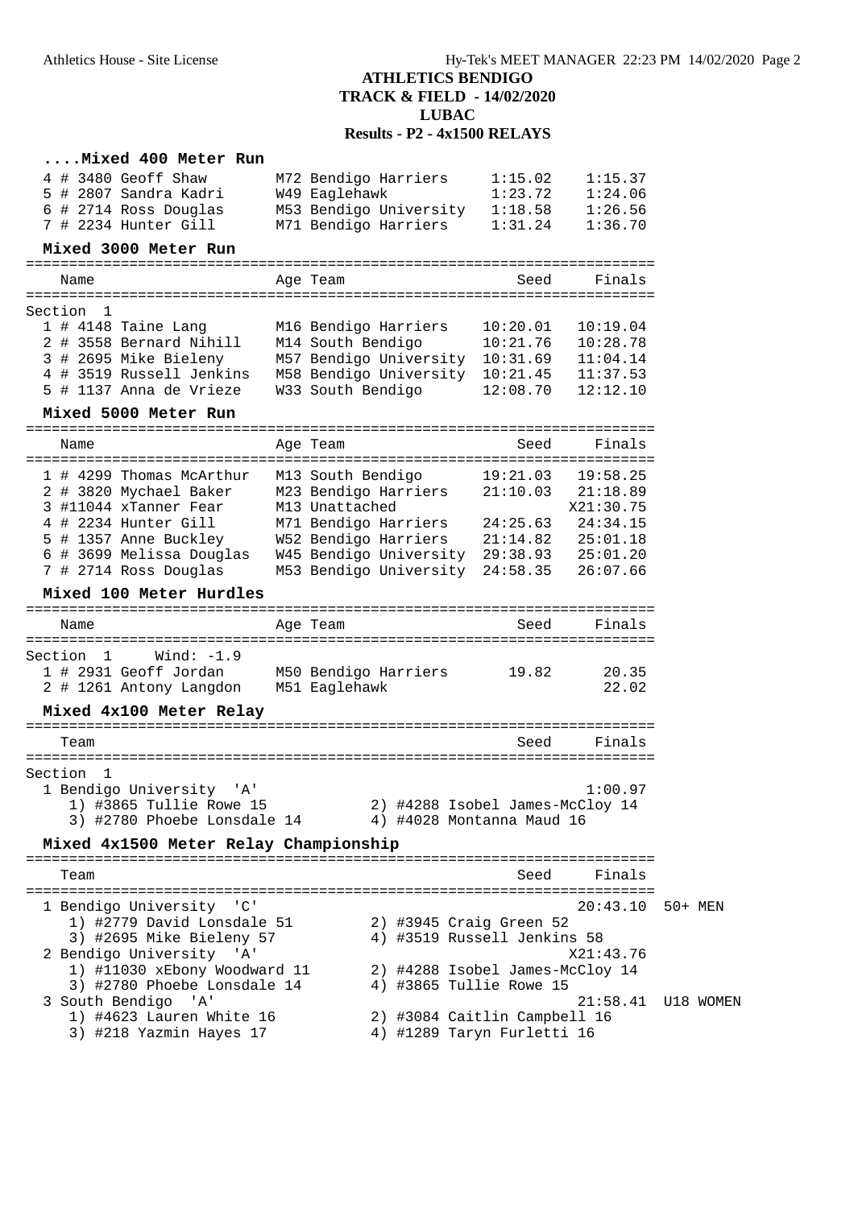# ATHLETICS BENDIGO
## TRACK & FIELD - 14/02/2020
## LUBAC
## Results - P2 - 4x1500 RELAYS

### ....Mixed 400 Meter Run

| | Name | Age | Team | Seed | Finals |
|---|---|---|---|---|---|
| 4 | # 3480 Geoff Shaw | M72 | Bendigo Harriers | 1:15.02 | 1:15.37 |
| 5 | # 2807 Sandra Kadri | W49 | Eaglehawk | 1:23.72 | 1:24.06 |
| 6 | # 2714 Ross Douglas | M53 | Bendigo University | 1:18.58 | 1:26.56 |
| 7 | # 2234 Hunter Gill | M71 | Bendigo Harriers | 1:31.24 | 1:36.70 |

### Mixed 3000 Meter Run

Section 1

| | Name | Age | Team | Seed | Finals |
|---|---|---|---|---|---|
| 1 | # 4148 Taine Lang | M16 | Bendigo Harriers | 10:20.01 | 10:19.04 |
| 2 | # 3558 Bernard Nihill | M14 | South Bendigo | 10:21.76 | 10:28.78 |
| 3 | # 2695 Mike Bieleny | M57 | Bendigo University | 10:31.69 | 11:04.14 |
| 4 | # 3519 Russell Jenkins | M58 | Bendigo University | 10:21.45 | 11:37.53 |
| 5 | # 1137 Anna de Vrieze | W33 | South Bendigo | 12:08.70 | 12:12.10 |

### Mixed 5000 Meter Run

| | Name | Age | Team | Seed | Finals |
|---|---|---|---|---|---|
| 1 | # 4299 Thomas McArthur | M13 | South Bendigo | 19:21.03 | 19:58.25 |
| 2 | # 3820 Mychael Baker | M23 | Bendigo Harriers | 21:10.03 | 21:18.89 |
| 3 | #11044 xTanner Fear | M13 | Unattached | | X21:30.75 |
| 4 | # 2234 Hunter Gill | M71 | Bendigo Harriers | 24:25.63 | 24:34.15 |
| 5 | # 1357 Anne Buckley | W52 | Bendigo Harriers | 21:14.82 | 25:01.18 |
| 6 | # 3699 Melissa Douglas | W45 | Bendigo University | 29:38.93 | 25:01.20 |
| 7 | # 2714 Ross Douglas | M53 | Bendigo University | 24:58.35 | 26:07.66 |

### Mixed 100 Meter Hurdles

Section 1 Wind: -1.9

| | Name | Age | Team | Seed | Finals |
|---|---|---|---|---|---|
| 1 | # 2931 Geoff Jordan | M50 | Bendigo Harriers | 19.82 | 20.35 |
| 2 | # 1261 Antony Langdon | M51 | Eaglehawk | | 22.02 |

### Mixed 4x100 Meter Relay

Section 1

| | Team | Seed | Finals |
|---|---|---|---|
| 1 | Bendigo University 'A' | | 1:00.97 |

1) #3865 Tullie Rowe 15 2) #4288 Isobel James-McCloy 14
3) #2780 Phoebe Lonsdale 14 4) #4028 Montanna Maud 16

### Mixed 4x1500 Meter Relay Championship

| | Team | Seed | Finals | |
|---|---|---|---|---|
| 1 | Bendigo University 'C' | | 20:43.10 | 50+ MEN |
| 2 | Bendigo University 'A' | | X21:43.76 | |
| 3 | South Bendigo 'A' | | 21:58.41 | U18 WOMEN |

1 Bendigo University 'C':
1) #2779 David Lonsdale 51 2) #3945 Craig Green 52
3) #2695 Mike Bieleny 57 4) #3519 Russell Jenkins 58

2 Bendigo University 'A':
1) #11030 xEbony Woodward 11 2) #4288 Isobel James-McCloy 14
3) #2780 Phoebe Lonsdale 14 4) #3865 Tullie Rowe 15

3 South Bendigo 'A':
1) #4623 Lauren White 16 2) #3084 Caitlin Campbell 16
3) #218 Yazmin Hayes 17 4) #1289 Taryn Furletti 16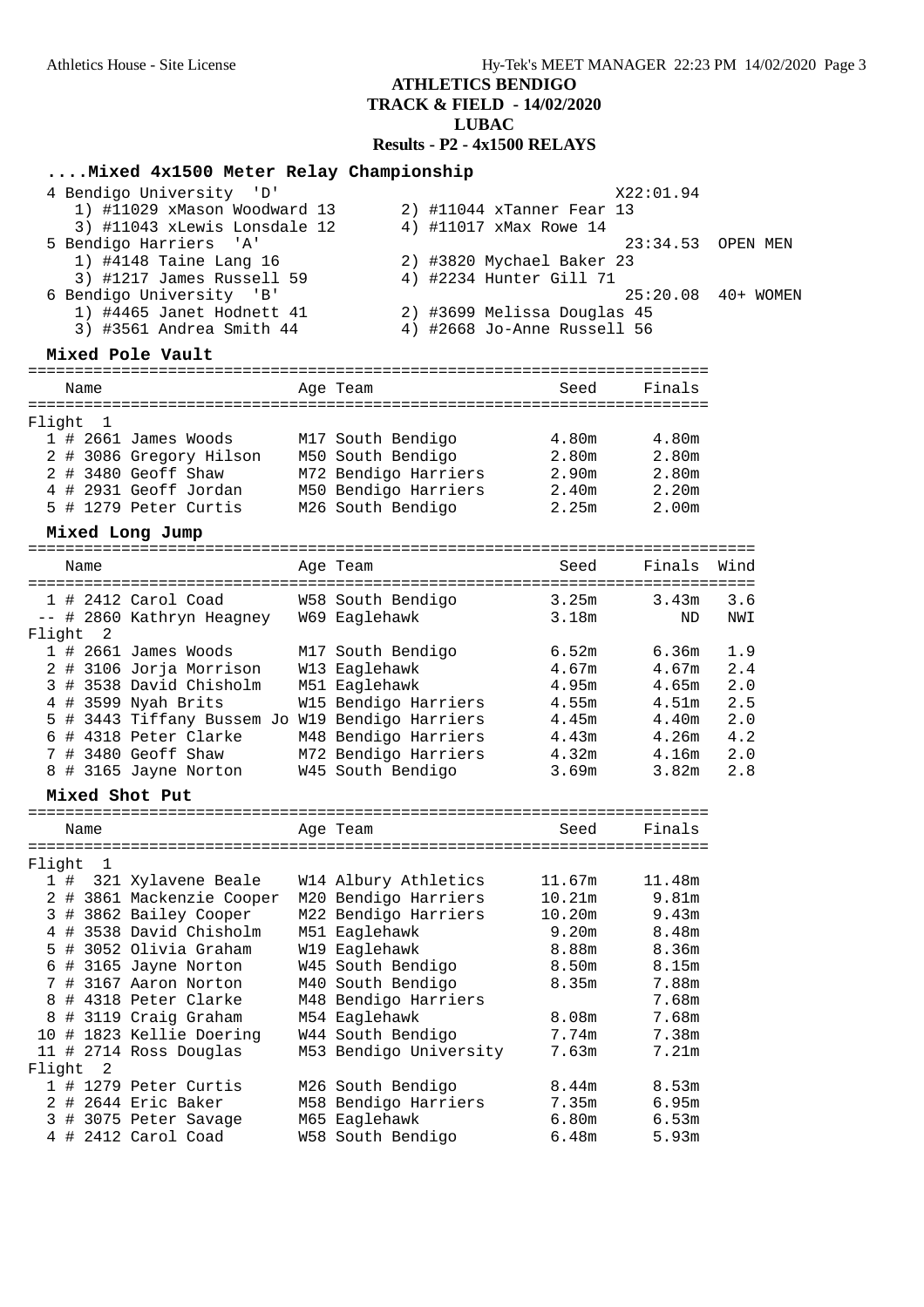## ATHLETICS BENDIGO
## TRACK & FIELD - 14/02/2020
## LUBAC
## Results - P2 - 4x1500 RELAYS

### ....Mixed 4x1500 Meter Relay Championship

4 Bendigo University 'D' — X22:01.94
- 1) #11029 xMason Woodward 13
- 2) #11044 xTanner Fear 13
- 3) #11043 xLewis Lonsdale 12
- 4) #11017 xMax Rowe 14

5 Bendigo Harriers 'A' — 23:34.53 OPEN MEN
- 1) #4148 Taine Lang 16
- 2) #3820 Mychael Baker 23
- 3) #1217 James Russell 59
- 4) #2234 Hunter Gill 71

6 Bendigo University 'B' — 25:20.08 40+ WOMEN
- 1) #4465 Janet Hodnett 41
- 2) #3699 Melissa Douglas 45
- 3) #3561 Andrea Smith 44
- 4) #2668 Jo-Anne Russell 56

### Mixed Pole Vault

| | Name | Age Team | Seed | Finals |
|---|---|---|---|---|
| **Flight 1** | | | | |
| 1 | # 2661 James Woods | M17 South Bendigo | 4.80m | 4.80m |
| 2 | # 3086 Gregory Hilson | M50 South Bendigo | 2.80m | 2.80m |
| 2 | # 3480 Geoff Shaw | M72 Bendigo Harriers | 2.90m | 2.80m |
| 4 | # 2931 Geoff Jordan | M50 Bendigo Harriers | 2.40m | 2.20m |
| 5 | # 1279 Peter Curtis | M26 South Bendigo | 2.25m | 2.00m |

### Mixed Long Jump

| | Name | Age Team | Seed | Finals | Wind |
|---|---|---|---|---|---|
| 1 | # 2412 Carol Coad | W58 South Bendigo | 3.25m | 3.43m | 3.6 |
| -- | # 2860 Kathryn Heagney | W69 Eaglehawk | 3.18m | ND | NWI |
| **Flight 2** | | | | | |
| 1 | # 2661 James Woods | M17 South Bendigo | 6.52m | 6.36m | 1.9 |
| 2 | # 3106 Jorja Morrison | W13 Eaglehawk | 4.67m | 4.67m | 2.4 |
| 3 | # 3538 David Chisholm | M51 Eaglehawk | 4.95m | 4.65m | 2.0 |
| 4 | # 3599 Nyah Brits | W15 Bendigo Harriers | 4.55m | 4.51m | 2.5 |
| 5 | # 3443 Tiffany Bussem Jo | W19 Bendigo Harriers | 4.45m | 4.40m | 2.0 |
| 6 | # 4318 Peter Clarke | M48 Bendigo Harriers | 4.43m | 4.26m | 4.2 |
| 7 | # 3480 Geoff Shaw | M72 Bendigo Harriers | 4.32m | 4.16m | 2.0 |
| 8 | # 3165 Jayne Norton | W45 South Bendigo | 3.69m | 3.82m | 2.8 |

### Mixed Shot Put

| | Name | Age Team | Seed | Finals |
|---|---|---|---|---|
| **Flight 1** | | | | |
| 1 | # 321 Xylavene Beale | W14 Albury Athletics | 11.67m | 11.48m |
| 2 | # 3861 Mackenzie Cooper | M20 Bendigo Harriers | 10.21m | 9.81m |
| 3 | # 3862 Bailey Cooper | M22 Bendigo Harriers | 10.20m | 9.43m |
| 4 | # 3538 David Chisholm | M51 Eaglehawk | 9.20m | 8.48m |
| 5 | # 3052 Olivia Graham | W19 Eaglehawk | 8.88m | 8.36m |
| 6 | # 3165 Jayne Norton | W45 South Bendigo | 8.50m | 8.15m |
| 7 | # 3167 Aaron Norton | M40 South Bendigo | 8.35m | 7.88m |
| 8 | # 4318 Peter Clarke | M48 Bendigo Harriers | | 7.68m |
| 8 | # 3119 Craig Graham | M54 Eaglehawk | 8.08m | 7.68m |
| 10 | # 1823 Kellie Doering | W44 South Bendigo | 7.74m | 7.38m |
| 11 | # 2714 Ross Douglas | M53 Bendigo University | 7.63m | 7.21m |
| **Flight 2** | | | | |
| 1 | # 1279 Peter Curtis | M26 South Bendigo | 8.44m | 8.53m |
| 2 | # 2644 Eric Baker | M58 Bendigo Harriers | 7.35m | 6.95m |
| 3 | # 3075 Peter Savage | M65 Eaglehawk | 6.80m | 6.53m |
| 4 | # 2412 Carol Coad | W58 South Bendigo | 6.48m | 5.93m |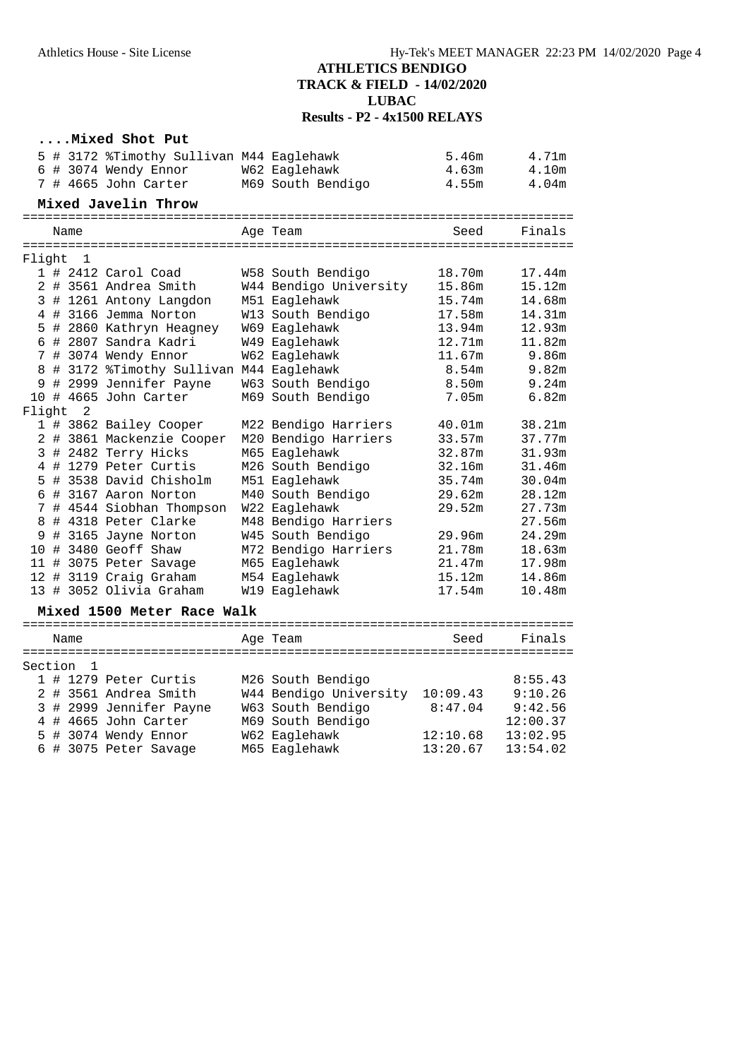# ATHLETICS BENDIGO
## TRACK & FIELD - 14/02/2020
## LUBAC
## Results - P2 - 4x1500 RELAYS

### ....Mixed Shot Put

| | Name | Age | Team | Seed | Finals |
|---|---|---|---|---|---|
| 5 | # 3172 %Timothy Sullivan | M44 | Eaglehawk | 5.46m | 4.71m |
| 6 | # 3074 Wendy Ennor | W62 | Eaglehawk | 4.63m | 4.10m |
| 7 | # 4665 John Carter | M69 | South Bendigo | 4.55m | 4.04m |

### Mixed Javelin Throw

| | Name | Age | Team | Seed | Finals |
|---|---|---|---|---|---|
| **Flight 1** | | | | | |
| 1 | # 2412 Carol Coad | W58 | South Bendigo | 18.70m | 17.44m |
| 2 | # 3561 Andrea Smith | W44 | Bendigo University | 15.86m | 15.12m |
| 3 | # 1261 Antony Langdon | M51 | Eaglehawk | 15.74m | 14.68m |
| 4 | # 3166 Jemma Norton | W13 | South Bendigo | 17.58m | 14.31m |
| 5 | # 2860 Kathryn Heagney | W69 | Eaglehawk | 13.94m | 12.93m |
| 6 | # 2807 Sandra Kadri | W49 | Eaglehawk | 12.71m | 11.82m |
| 7 | # 3074 Wendy Ennor | W62 | Eaglehawk | 11.67m | 9.86m |
| 8 | # 3172 %Timothy Sullivan | M44 | Eaglehawk | 8.54m | 9.82m |
| 9 | # 2999 Jennifer Payne | W63 | South Bendigo | 8.50m | 9.24m |
| 10 | # 4665 John Carter | M69 | South Bendigo | 7.05m | 6.82m |
| **Flight 2** | | | | | |
| 1 | # 3862 Bailey Cooper | M22 | Bendigo Harriers | 40.01m | 38.21m |
| 2 | # 3861 Mackenzie Cooper | M20 | Bendigo Harriers | 33.57m | 37.77m |
| 3 | # 2482 Terry Hicks | M65 | Eaglehawk | 32.87m | 31.93m |
| 4 | # 1279 Peter Curtis | M26 | South Bendigo | 32.16m | 31.46m |
| 5 | # 3538 David Chisholm | M51 | Eaglehawk | 35.74m | 30.04m |
| 6 | # 3167 Aaron Norton | M40 | South Bendigo | 29.62m | 28.12m |
| 7 | # 4544 Siobhan Thompson | W22 | Eaglehawk | 29.52m | 27.73m |
| 8 | # 4318 Peter Clarke | M48 | Bendigo Harriers | | 27.56m |
| 9 | # 3165 Jayne Norton | W45 | South Bendigo | 29.96m | 24.29m |
| 10 | # 3480 Geoff Shaw | M72 | Bendigo Harriers | 21.78m | 18.63m |
| 11 | # 3075 Peter Savage | M65 | Eaglehawk | 21.47m | 17.98m |
| 12 | # 3119 Craig Graham | M54 | Eaglehawk | 15.12m | 14.86m |
| 13 | # 3052 Olivia Graham | W19 | Eaglehawk | 17.54m | 10.48m |

### Mixed 1500 Meter Race Walk

| | Name | Age | Team | Seed | Finals |
|---|---|---|---|---|---|
| **Section 1** | | | | | |
| 1 | # 1279 Peter Curtis | M26 | South Bendigo | | 8:55.43 |
| 2 | # 3561 Andrea Smith | W44 | Bendigo University | 10:09.43 | 9:10.26 |
| 3 | # 2999 Jennifer Payne | W63 | South Bendigo | 8:47.04 | 9:42.56 |
| 4 | # 4665 John Carter | M69 | South Bendigo | | 12:00.37 |
| 5 | # 3074 Wendy Ennor | W62 | Eaglehawk | 12:10.68 | 13:02.95 |
| 6 | # 3075 Peter Savage | M65 | Eaglehawk | 13:20.67 | 13:54.02 |